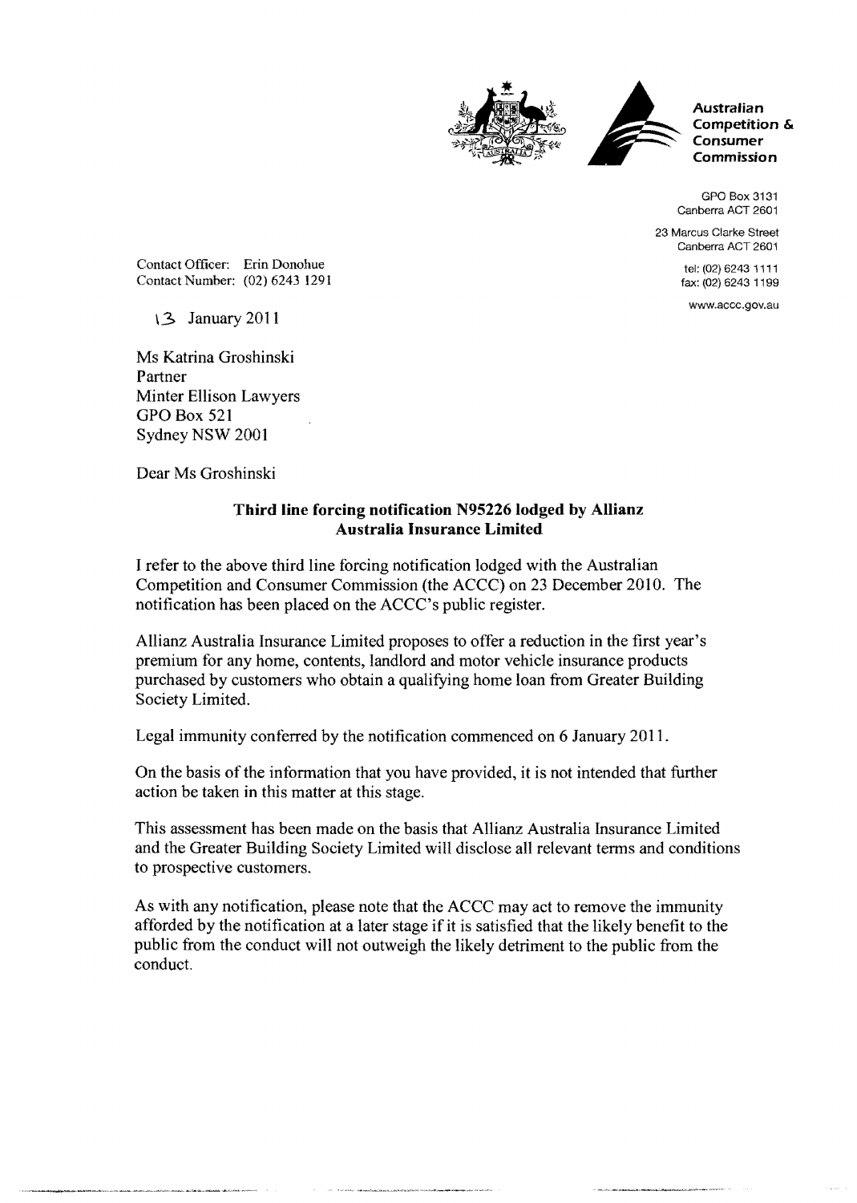**Australian Competition & Consumer Commission**

GPO Box 3131
Canberra ACT 2601

23 Marcus Clarke Street
Canberra ACT 2601

tel: (02) 6243 1111
fax: (02) 6243 1199

www.accc.gov.au

Contact Officer: Erin Donohue
Contact Number: (02) 6243 1291

13 January 2011

Ms Katrina Groshinski
Partner
Minter Ellison Lawyers
GPO Box 521
Sydney NSW 2001

Dear Ms Groshinski

**Third line forcing notification N95226 lodged by Allianz Australia Insurance Limited**

I refer to the above third line forcing notification lodged with the Australian Competition and Consumer Commission (the ACCC) on 23 December 2010. The notification has been placed on the ACCC's public register.

Allianz Australia Insurance Limited proposes to offer a reduction in the first year's premium for any home, contents, landlord and motor vehicle insurance products purchased by customers who obtain a qualifying home loan from Greater Building Society Limited.

Legal immunity conferred by the notification commenced on 6 January 2011.

On the basis of the information that you have provided, it is not intended that further action be taken in this matter at this stage.

This assessment has been made on the basis that Allianz Australia Insurance Limited and the Greater Building Society Limited will disclose all relevant terms and conditions to prospective customers.

As with any notification, please note that the ACCC may act to remove the immunity afforded by the notification at a later stage if it is satisfied that the likely benefit to the public from the conduct will not outweigh the likely detriment to the public from the conduct.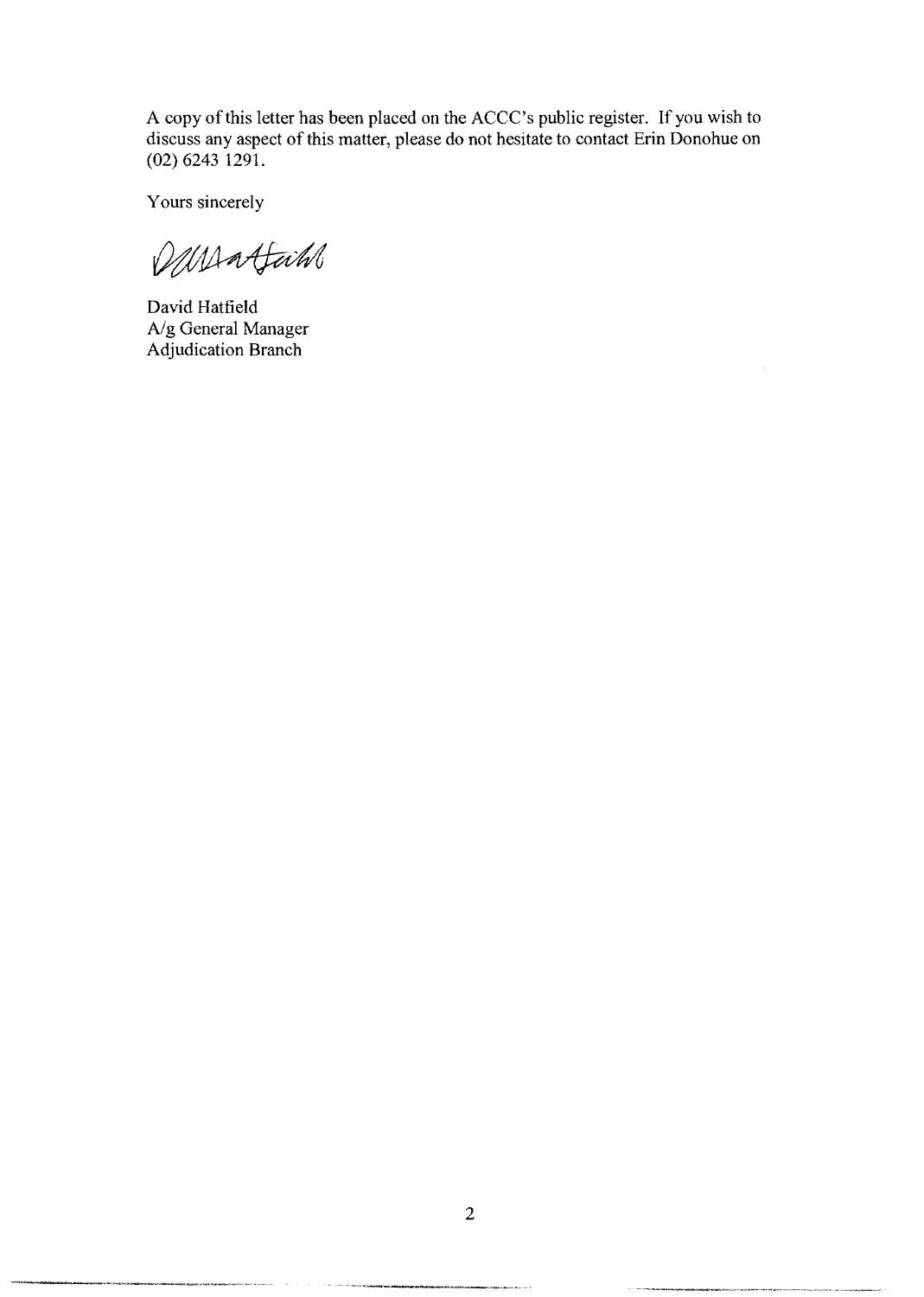A copy of this letter has been placed on the ACCC's public register. If you wish to discuss any aspect of this matter, please do not hesitate to contact Erin Donohue on (02) 6243 1291.

Yours sincerely

David Hatfield
A/g General Manager
Adjudication Branch